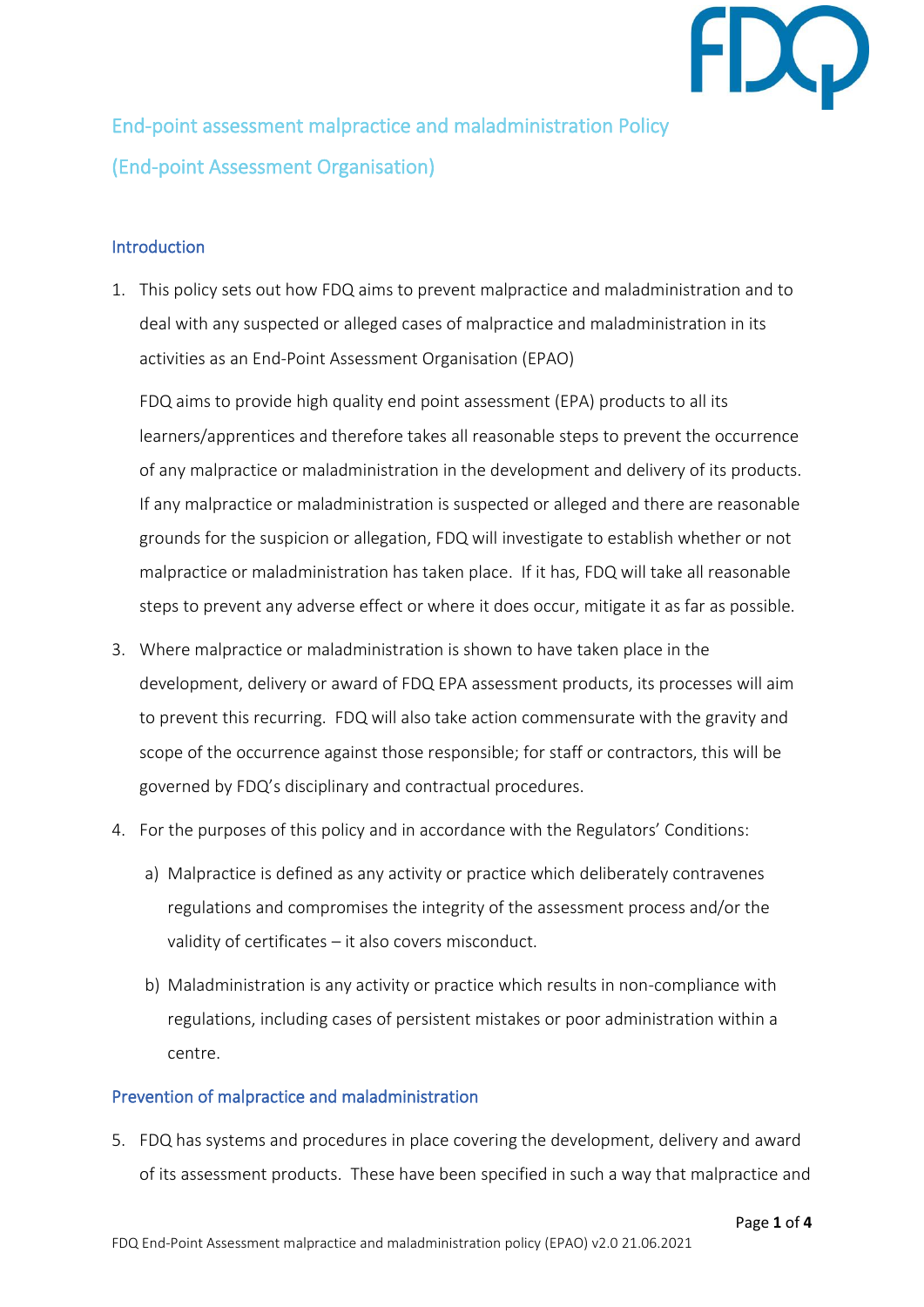# End-point assessment malpractice and maladministration Policy

# (End-point Assessment Organisation)

## Introduction

1. This policy sets out how FDQ aims to prevent malpractice and maladministration and to deal with any suspected or alleged cases of malpractice and maladministration in its activities as an End-Point Assessment Organisation (EPAO)

   FDQ aims to provide high quality end point assessment (EPA) products to all its learners/apprentices and therefore takes all reasonable steps to prevent the occurrence of any malpractice or maladministration in the development and delivery of its products. If any malpractice or maladministration is suspected or alleged and there are reasonable grounds for the suspicion or allegation, FDQ will investigate to establish whether or not malpractice or maladministration has taken place. If it has, FDQ will take all reasonable steps to prevent any adverse effect or where it does occur, mitigate it as far as possible.

3. Where malpractice or maladministration is shown to have taken place in the development, delivery or award of FDQ EPA assessment products, its processes will aim to prevent this recurring. FDQ will also take action commensurate with the gravity and scope of the occurrence against those responsible; for staff or contractors, this will be governed by FDQ's disciplinary and contractual procedures.

4. For the purposes of this policy and in accordance with the Regulators' Conditions:

   a) Malpractice is defined as any activity or practice which deliberately contravenes regulations and compromises the integrity of the assessment process and/or the validity of certificates – it also covers misconduct.

   b) Maladministration is any activity or practice which results in non-compliance with regulations, including cases of persistent mistakes or poor administration within a centre.

## Prevention of malpractice and maladministration

5. FDQ has systems and procedures in place covering the development, delivery and award of its assessment products. These have been specified in such a way that malpractice and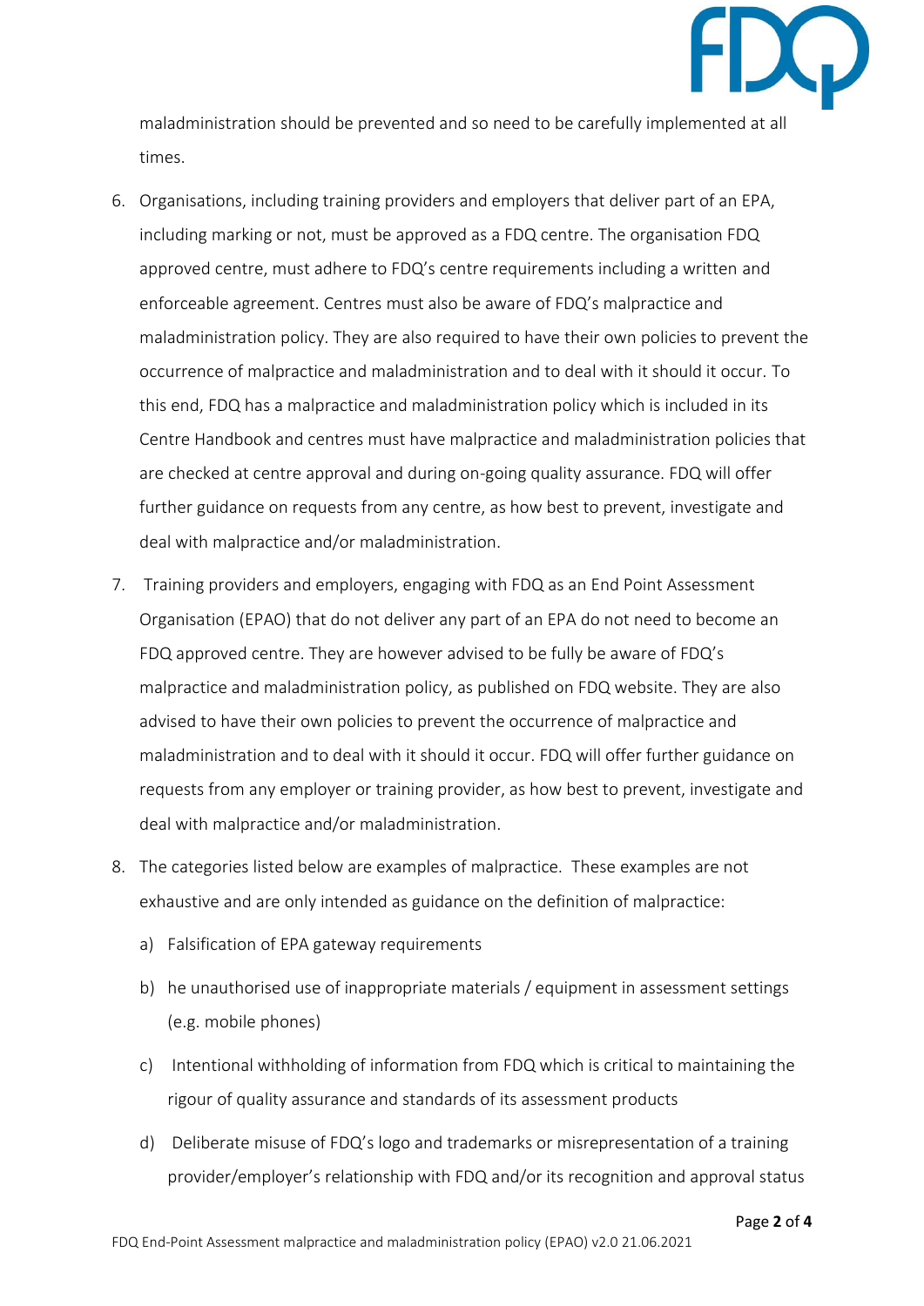maladministration should be prevented and so need to be carefully implemented at all times.

6. Organisations, including training providers and employers that deliver part of an EPA, including marking or not, must be approved as a FDQ centre. The organisation FDQ approved centre, must adhere to FDQ's centre requirements including a written and enforceable agreement. Centres must also be aware of FDQ's malpractice and maladministration policy. They are also required to have their own policies to prevent the occurrence of malpractice and maladministration and to deal with it should it occur. To this end, FDQ has a malpractice and maladministration policy which is included in its Centre Handbook and centres must have malpractice and maladministration policies that are checked at centre approval and during on-going quality assurance. FDQ will offer further guidance on requests from any centre, as how best to prevent, investigate and deal with malpractice and/or maladministration.
7. Training providers and employers, engaging with FDQ as an End Point Assessment Organisation (EPAO) that do not deliver any part of an EPA do not need to become an FDQ approved centre. They are however advised to be fully be aware of FDQ's malpractice and maladministration policy, as published on FDQ website. They are also advised to have their own policies to prevent the occurrence of malpractice and maladministration and to deal with it should it occur. FDQ will offer further guidance on requests from any employer or training provider, as how best to prevent, investigate and deal with malpractice and/or maladministration.
8. The categories listed below are examples of malpractice. These examples are not exhaustive and are only intended as guidance on the definition of malpractice:
   a) Falsification of EPA gateway requirements
   b) he unauthorised use of inappropriate materials / equipment in assessment settings (e.g. mobile phones)
   c) Intentional withholding of information from FDQ which is critical to maintaining the rigour of quality assurance and standards of its assessment products
   d) Deliberate misuse of FDQ's logo and trademarks or misrepresentation of a training provider/employer's relationship with FDQ and/or its recognition and approval status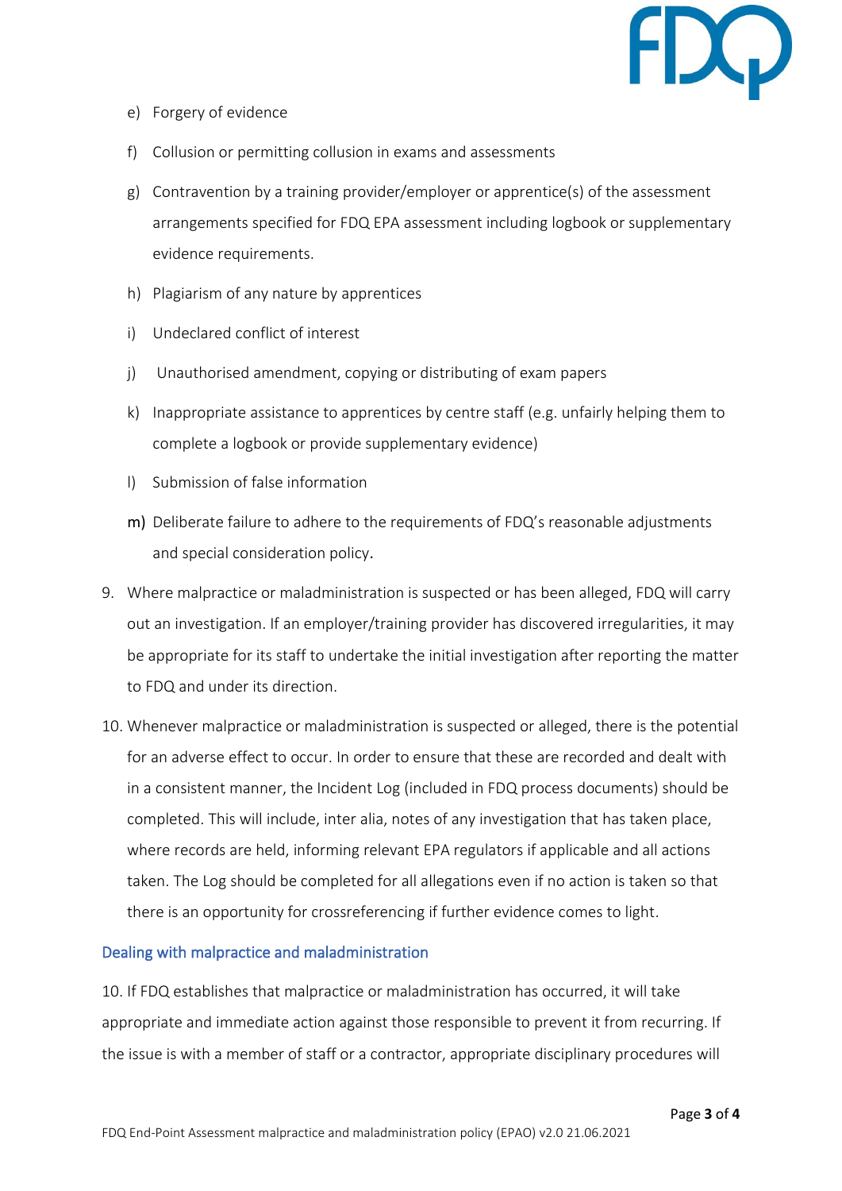e) Forgery of evidence

f) Collusion or permitting collusion in exams and assessments

g) Contravention by a training provider/employer or apprentice(s) of the assessment arrangements specified for FDQ EPA assessment including logbook or supplementary evidence requirements.

h) Plagiarism of any nature by apprentices

i) Undeclared conflict of interest

j) Unauthorised amendment, copying or distributing of exam papers

k) Inappropriate assistance to apprentices by centre staff (e.g. unfairly helping them to complete a logbook or provide supplementary evidence)

l) Submission of false information

m) Deliberate failure to adhere to the requirements of FDQ's reasonable adjustments and special consideration policy.

9. Where malpractice or maladministration is suspected or has been alleged, FDQ will carry out an investigation. If an employer/training provider has discovered irregularities, it may be appropriate for its staff to undertake the initial investigation after reporting the matter to FDQ and under its direction.

10. Whenever malpractice or maladministration is suspected or alleged, there is the potential for an adverse effect to occur. In order to ensure that these are recorded and dealt with in a consistent manner, the Incident Log (included in FDQ process documents) should be completed. This will include, inter alia, notes of any investigation that has taken place, where records are held, informing relevant EPA regulators if applicable and all actions taken. The Log should be completed for all allegations even if no action is taken so that there is an opportunity for crossreferencing if further evidence comes to light.

## Dealing with malpractice and maladministration

10. If FDQ establishes that malpractice or maladministration has occurred, it will take appropriate and immediate action against those responsible to prevent it from recurring. If the issue is with a member of staff or a contractor, appropriate disciplinary procedures will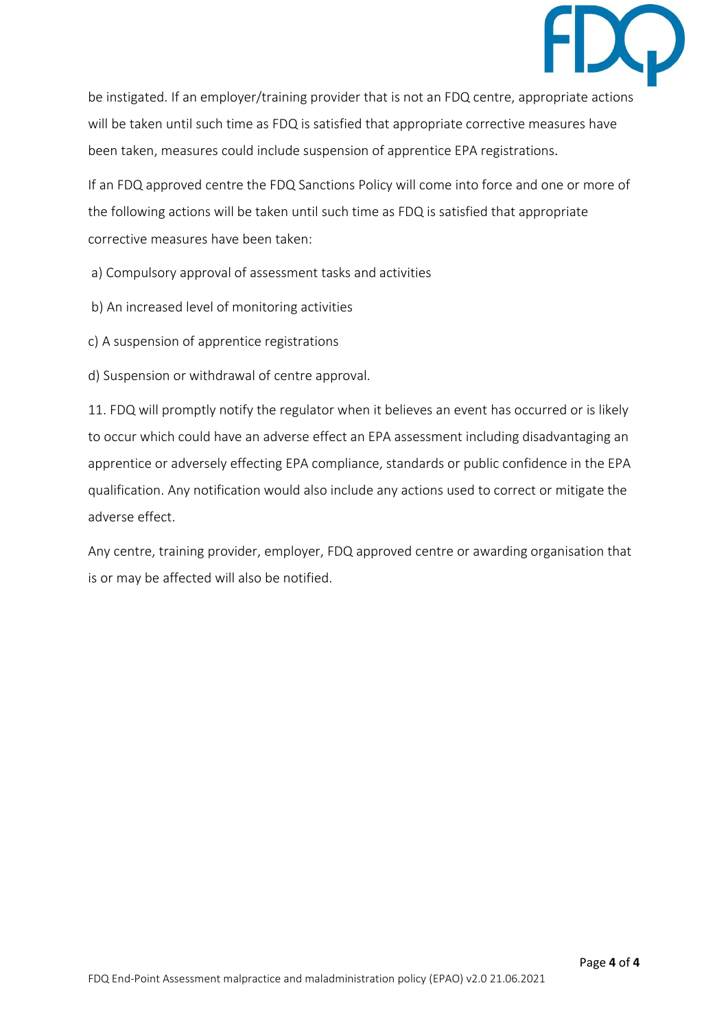be instigated. If an employer/training provider that is not an FDQ centre, appropriate actions will be taken until such time as FDQ is satisfied that appropriate corrective measures have been taken, measures could include suspension of apprentice EPA registrations.

If an FDQ approved centre the FDQ Sanctions Policy will come into force and one or more of the following actions will be taken until such time as FDQ is satisfied that appropriate corrective measures have been taken:

a) Compulsory approval of assessment tasks and activities

b) An increased level of monitoring activities

c) A suspension of apprentice registrations

d) Suspension or withdrawal of centre approval.

11. FDQ will promptly notify the regulator when it believes an event has occurred or is likely to occur which could have an adverse effect an EPA assessment including disadvantaging an apprentice or adversely effecting EPA compliance, standards or public confidence in the EPA qualification. Any notification would also include any actions used to correct or mitigate the adverse effect.

Any centre, training provider, employer, FDQ approved centre or awarding organisation that is or may be affected will also be notified.